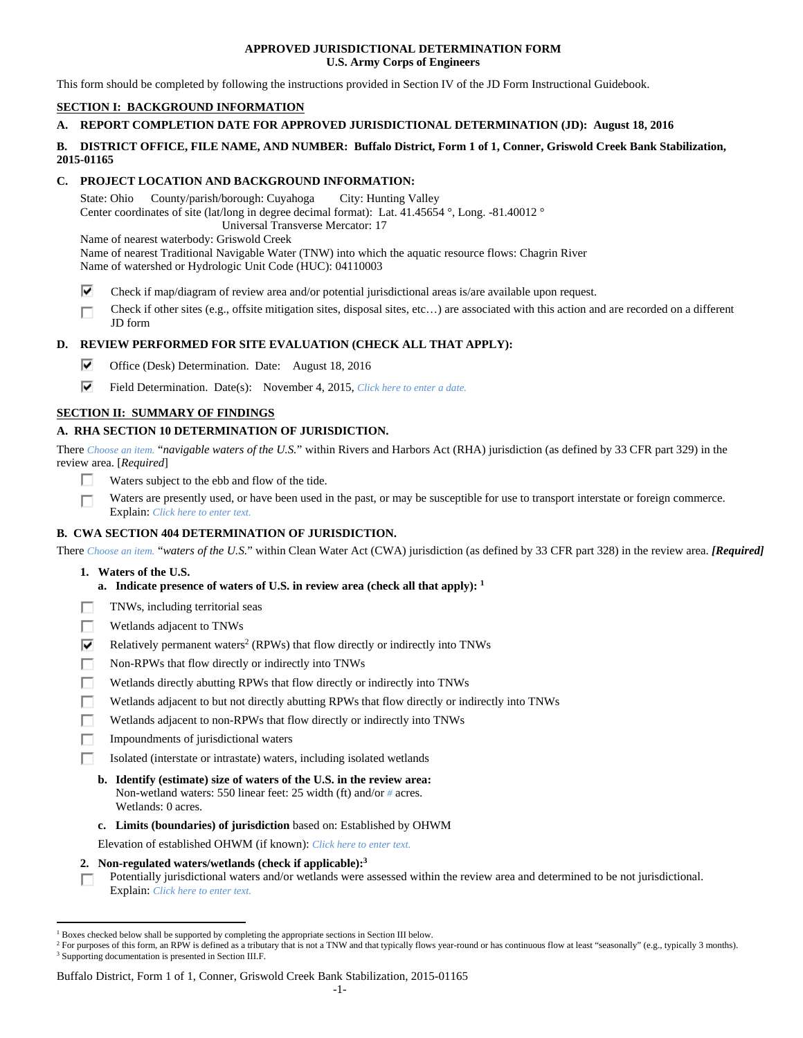# APPROVED JURISDICTIONAL DETERMINATION FORM
## U.S. Army Corps of Engineers

This form should be completed by following the instructions provided in Section IV of the JD Form Instructional Guidebook.

## SECTION I: BACKGROUND INFORMATION

**A. REPORT COMPLETION DATE FOR APPROVED JURISDICTIONAL DETERMINATION (JD): August 18, 2016**

**B. DISTRICT OFFICE, FILE NAME, AND NUMBER: Buffalo District, Form 1 of 1, Conner, Griswold Creek Bank Stabilization, 2015-01165**

**C. PROJECT LOCATION AND BACKGROUND INFORMATION:**

State: Ohio County/parish/borough: Cuyahoga City: Hunting Valley
Center coordinates of site (lat/long in degree decimal format): Lat. 41.45654 °, Long. -81.40012 °
Universal Transverse Mercator: 17
Name of nearest waterbody: Griswold Creek
Name of nearest Traditional Navigable Water (TNW) into which the aquatic resource flows: Chagrin River
Name of watershed or Hydrologic Unit Code (HUC): 04110003

- [x] Check if map/diagram of review area and/or potential jurisdictional areas is/are available upon request.
- [ ] Check if other sites (e.g., offsite mitigation sites, disposal sites, etc…) are associated with this action and are recorded on a different JD form

**D. REVIEW PERFORMED FOR SITE EVALUATION (CHECK ALL THAT APPLY):**

- [x] Office (Desk) Determination. Date: August 18, 2016
- [x] Field Determination. Date(s): November 4, 2015, Click here to enter a date.

## SECTION II: SUMMARY OF FINDINGS

**A. RHA SECTION 10 DETERMINATION OF JURISDICTION.**

There Choose an item. "*navigable waters of the U.S.*" within Rivers and Harbors Act (RHA) jurisdiction (as defined by 33 CFR part 329) in the review area. [*Required*]

- [ ] Waters subject to the ebb and flow of the tide.
- [ ] Waters are presently used, or have been used in the past, or may be susceptible for use to transport interstate or foreign commerce. Explain: Click here to enter text.

**B. CWA SECTION 404 DETERMINATION OF JURISDICTION.**

There Choose an item. "*waters of the U.S.*" within Clean Water Act (CWA) jurisdiction (as defined by 33 CFR part 328) in the review area. ***[Required]***

**1. Waters of the U.S.**

**a. Indicate presence of waters of U.S. in review area (check all that apply):** [1]

- [ ] TNWs, including territorial seas
- [ ] Wetlands adjacent to TNWs
- [x] Relatively permanent waters[2] (RPWs) that flow directly or indirectly into TNWs
- [ ] Non-RPWs that flow directly or indirectly into TNWs
- [ ] Wetlands directly abutting RPWs that flow directly or indirectly into TNWs
- [ ] Wetlands adjacent to but not directly abutting RPWs that flow directly or indirectly into TNWs
- [ ] Wetlands adjacent to non-RPWs that flow directly or indirectly into TNWs
- [ ] Impoundments of jurisdictional waters
- [ ] Isolated (interstate or intrastate) waters, including isolated wetlands

**b. Identify (estimate) size of waters of the U.S. in the review area:**
Non-wetland waters: 550 linear feet: 25 width (ft) and/or # acres.
Wetlands: 0 acres.

**c. Limits (boundaries) of jurisdiction** based on: Established by OHWM

Elevation of established OHWM (if known): Click here to enter text.

**2. Non-regulated waters/wetlands (check if applicable):**[3]

- [ ] Potentially jurisdictional waters and/or wetlands were assessed within the review area and determined to be not jurisdictional. Explain: Click here to enter text.

---

[1] Boxes checked below shall be supported by completing the appropriate sections in Section III below.
[2] For purposes of this form, an RPW is defined as a tributary that is not a TNW and that typically flows year-round or has continuous flow at least "seasonally" (e.g., typically 3 months).
[3] Supporting documentation is presented in Section III.F.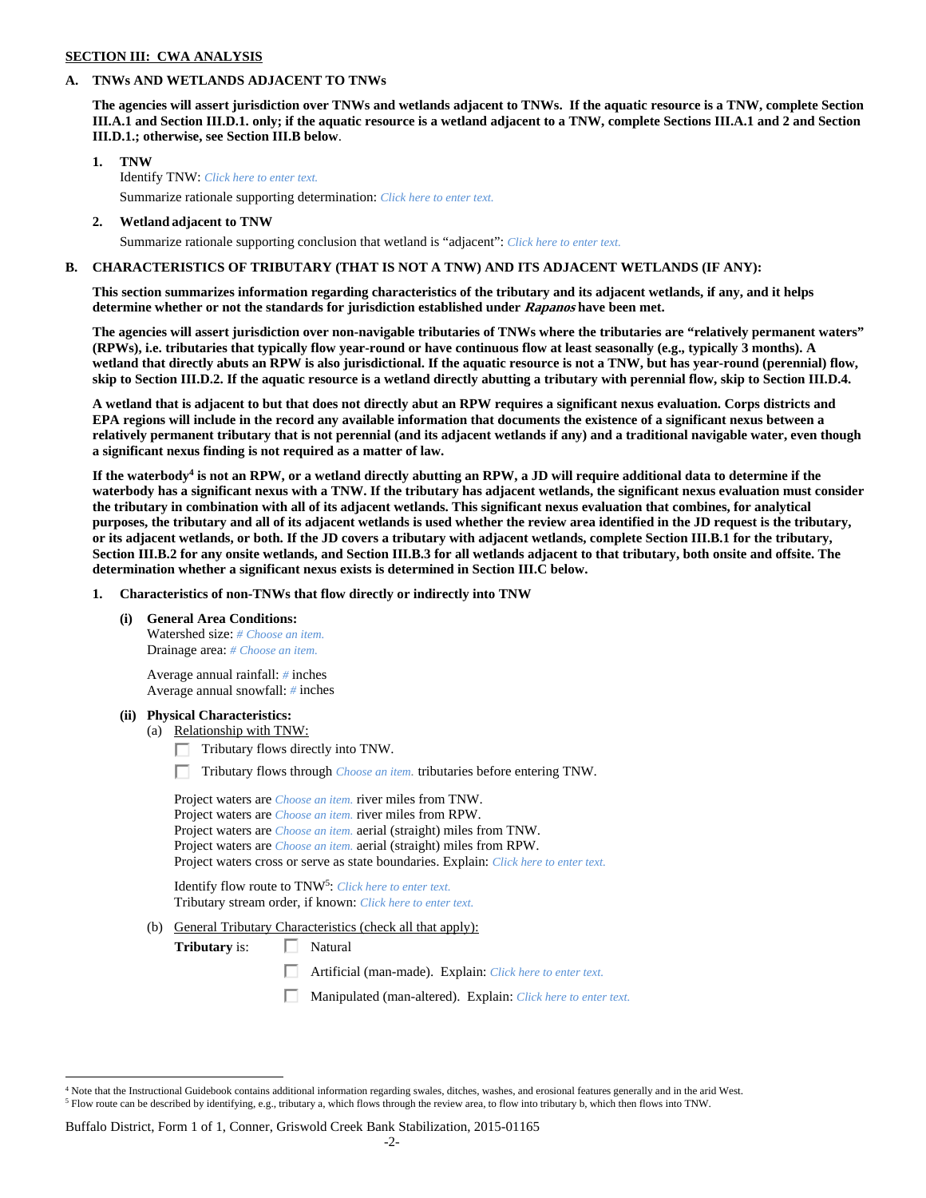**SECTION III: CWA ANALYSIS**

**A. TNWs AND WETLANDS ADJACENT TO TNWs**

**The agencies will assert jurisdiction over TNWs and wetlands adjacent to TNWs. If the aquatic resource is a TNW, complete Section III.A.1 and Section III.D.1. only; if the aquatic resource is a wetland adjacent to a TNW, complete Sections III.A.1 and 2 and Section III.D.1.; otherwise, see Section III.B below.**

**1. TNW**

Identify TNW: *Click here to enter text.*

Summarize rationale supporting determination: *Click here to enter text.*

**2. Wetland adjacent to TNW**

Summarize rationale supporting conclusion that wetland is "adjacent": *Click here to enter text.*

**B. CHARACTERISTICS OF TRIBUTARY (THAT IS NOT A TNW) AND ITS ADJACENT WETLANDS (IF ANY):**

**This section summarizes information regarding characteristics of the tributary and its adjacent wetlands, if any, and it helps determine whether or not the standards for jurisdiction established under *Rapanos* have been met.**

**The agencies will assert jurisdiction over non-navigable tributaries of TNWs where the tributaries are "relatively permanent waters" (RPWs), i.e. tributaries that typically flow year-round or have continuous flow at least seasonally (e.g., typically 3 months). A wetland that directly abuts an RPW is also jurisdictional. If the aquatic resource is not a TNW, but has year-round (perennial) flow, skip to Section III.D.2. If the aquatic resource is a wetland directly abutting a tributary with perennial flow, skip to Section III.D.4.**

**A wetland that is adjacent to but that does not directly abut an RPW requires a significant nexus evaluation. Corps districts and EPA regions will include in the record any available information that documents the existence of a significant nexus between a relatively permanent tributary that is not perennial (and its adjacent wetlands if any) and a traditional navigable water, even though a significant nexus finding is not required as a matter of law.**

**If the waterbody[4] is not an RPW, or a wetland directly abutting an RPW, a JD will require additional data to determine if the waterbody has a significant nexus with a TNW. If the tributary has adjacent wetlands, the significant nexus evaluation must consider the tributary in combination with all of its adjacent wetlands. This significant nexus evaluation that combines, for analytical purposes, the tributary and all of its adjacent wetlands is used whether the review area identified in the JD request is the tributary, or its adjacent wetlands, or both. If the JD covers a tributary with adjacent wetlands, complete Section III.B.1 for the tributary, Section III.B.2 for any onsite wetlands, and Section III.B.3 for all wetlands adjacent to that tributary, both onsite and offsite. The determination whether a significant nexus exists is determined in Section III.C below.**

**1. Characteristics of non-TNWs that flow directly or indirectly into TNW**

**(i) General Area Conditions:**

Watershed size: *# Choose an item.*
Drainage area: *# Choose an item.*

Average annual rainfall: *#* inches
Average annual snowfall: *#* inches

**(ii) Physical Characteristics:**

(a) Relationship with TNW:

☐ Tributary flows directly into TNW.

☐ Tributary flows through *Choose an item.* tributaries before entering TNW.

Project waters are *Choose an item.* river miles from TNW.
Project waters are *Choose an item.* river miles from RPW.
Project waters are *Choose an item.* aerial (straight) miles from TNW.
Project waters are *Choose an item.* aerial (straight) miles from RPW.
Project waters cross or serve as state boundaries. Explain: *Click here to enter text.*

Identify flow route to TNW[5]: *Click here to enter text.*
Tributary stream order, if known: *Click here to enter text.*

(b) General Tributary Characteristics (check all that apply):

**Tributary** is:

☐ Natural

☐ Artificial (man-made). Explain: *Click here to enter text.*

☐ Manipulated (man-altered). Explain: *Click here to enter text.*

---

[4] Note that the Instructional Guidebook contains additional information regarding swales, ditches, washes, and erosional features generally and in the arid West.
[5] Flow route can be described by identifying, e.g., tributary a, which flows through the review area, to flow into tributary b, which then flows into TNW.

Buffalo District, Form 1 of 1, Conner, Griswold Creek Bank Stabilization, 2015-01165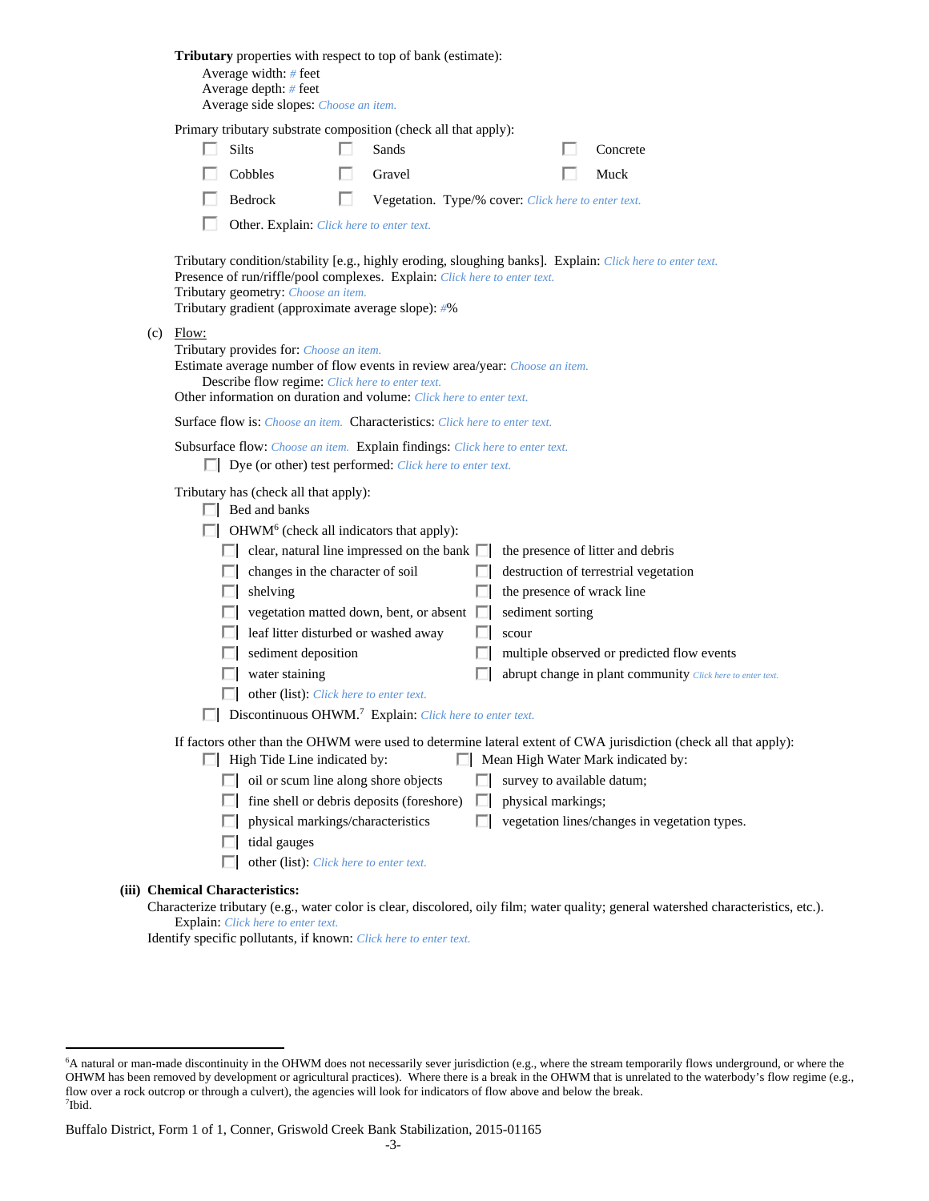**Tributary** properties with respect to top of bank (estimate):

Average width: # feet
Average depth: # feet
Average side slopes: Choose an item.

Primary tributary substrate composition (check all that apply):

- ☐ Silts
- ☐ Sands
- ☐ Concrete
- ☐ Cobbles
- ☐ Gravel
- ☐ Muck
- ☐ Bedrock
- ☐ Vegetation. Type/% cover: Click here to enter text.
- ☐ Other. Explain: Click here to enter text.

Tributary condition/stability [e.g., highly eroding, sloughing banks]. Explain: Click here to enter text.
Presence of run/riffle/pool complexes. Explain: Click here to enter text.
Tributary geometry: Choose an item.
Tributary gradient (approximate average slope): #%

(c) Flow:

Tributary provides for: Choose an item.
Estimate average number of flow events in review area/year: Choose an item.
Describe flow regime: Click here to enter text.
Other information on duration and volume: Click here to enter text.

Surface flow is: Choose an item. Characteristics: Click here to enter text.

Subsurface flow: Choose an item. Explain findings: Click here to enter text.

- ☐ Dye (or other) test performed: Click here to enter text.

Tributary has (check all that apply):

- ☐ Bed and banks
- ☐ OHWM[6] (check all indicators that apply):
  - ☐ clear, natural line impressed on the bank
  - ☐ the presence of litter and debris
  - ☐ changes in the character of soil
  - ☐ destruction of terrestrial vegetation
  - ☐ shelving
  - ☐ the presence of wrack line
  - ☐ vegetation matted down, bent, or absent
  - ☐ sediment sorting
  - ☐ leaf litter disturbed or washed away
  - ☐ scour
  - ☐ sediment deposition
  - ☐ multiple observed or predicted flow events
  - ☐ water staining
  - ☐ abrupt change in plant community Click here to enter text.
  - ☐ other (list): Click here to enter text.
- ☐ Discontinuous OHWM.[7] Explain: Click here to enter text.

If factors other than the OHWM were used to determine lateral extent of CWA jurisdiction (check all that apply):

- ☐ High Tide Line indicated by:
  - ☐ oil or scum line along shore objects
  - ☐ fine shell or debris deposits (foreshore)
  - ☐ physical markings/characteristics
  - ☐ tidal gauges
  - ☐ other (list): Click here to enter text.
- ☐ Mean High Water Mark indicated by:
  - ☐ survey to available datum;
  - ☐ physical markings;
  - ☐ vegetation lines/changes in vegetation types.

**(iii) Chemical Characteristics:**

Characterize tributary (e.g., water color is clear, discolored, oily film; water quality; general watershed characteristics, etc.).
Explain: Click here to enter text.
Identify specific pollutants, if known: Click here to enter text.

---

[6]A natural or man-made discontinuity in the OHWM does not necessarily sever jurisdiction (e.g., where the stream temporarily flows underground, or where the OHWM has been removed by development or agricultural practices). Where there is a break in the OHWM that is unrelated to the waterbody's flow regime (e.g., flow over a rock outcrop or through a culvert), the agencies will look for indicators of flow above and below the break.
[7]Ibid.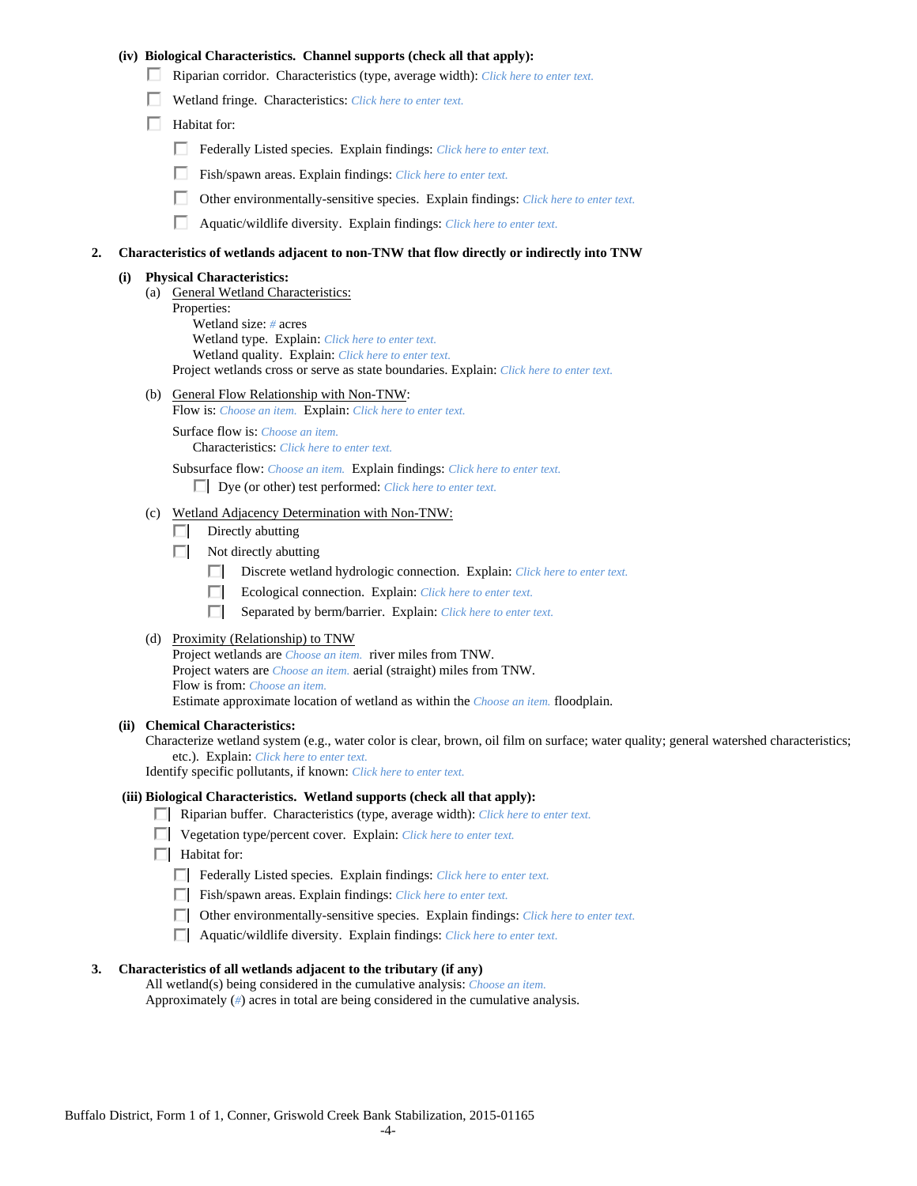**(iv) Biological Characteristics. Channel supports (check all that apply):**

- ☐ Riparian corridor. Characteristics (type, average width): *Click here to enter text.*
- ☐ Wetland fringe. Characteristics: *Click here to enter text.*
- ☐ Habitat for:
  - ☐ Federally Listed species. Explain findings: *Click here to enter text.*
  - ☐ Fish/spawn areas. Explain findings: *Click here to enter text.*
  - ☐ Other environmentally-sensitive species. Explain findings: *Click here to enter text.*
  - ☐ Aquatic/wildlife diversity. Explain findings: *Click here to enter text.*

**2. Characteristics of wetlands adjacent to non-TNW that flow directly or indirectly into TNW**

**(i) Physical Characteristics:**

(a) General Wetland Characteristics:

Properties:

Wetland size: *#* acres

Wetland type. Explain: *Click here to enter text.*

Wetland quality. Explain: *Click here to enter text.*

Project wetlands cross or serve as state boundaries. Explain: *Click here to enter text.*

(b) General Flow Relationship with Non-TNW:

Flow is: *Choose an item.* Explain: *Click here to enter text.*

Surface flow is: *Choose an item.*

Characteristics: *Click here to enter text.*

Subsurface flow: *Choose an item.* Explain findings: *Click here to enter text.*

- ☐ Dye (or other) test performed: *Click here to enter text.*

(c) Wetland Adjacency Determination with Non-TNW:

- ☐ Directly abutting
- ☐ Not directly abutting
  - ☐ Discrete wetland hydrologic connection. Explain: *Click here to enter text.*
  - ☐ Ecological connection. Explain: *Click here to enter text.*
  - ☐ Separated by berm/barrier. Explain: *Click here to enter text.*

(d) Proximity (Relationship) to TNW

Project wetlands are *Choose an item.* river miles from TNW.

Project waters are *Choose an item.* aerial (straight) miles from TNW.

Flow is from: *Choose an item.*

Estimate approximate location of wetland as within the *Choose an item.* floodplain.

**(ii) Chemical Characteristics:**

Characterize wetland system (e.g., water color is clear, brown, oil film on surface; water quality; general watershed characteristics; etc.). Explain: *Click here to enter text.*

Identify specific pollutants, if known: *Click here to enter text.*

**(iii) Biological Characteristics. Wetland supports (check all that apply):**

- ☐ Riparian buffer. Characteristics (type, average width): *Click here to enter text.*
- ☐ Vegetation type/percent cover. Explain: *Click here to enter text.*
- ☐ Habitat for:
  - ☐ Federally Listed species. Explain findings: *Click here to enter text.*
  - ☐ Fish/spawn areas. Explain findings: *Click here to enter text.*
  - ☐ Other environmentally-sensitive species. Explain findings: *Click here to enter text.*
  - ☐ Aquatic/wildlife diversity. Explain findings: *Click here to enter text.*

**3. Characteristics of all wetlands adjacent to the tributary (if any)**

All wetland(s) being considered in the cumulative analysis: *Choose an item.*

Approximately (*#*) acres in total are being considered in the cumulative analysis.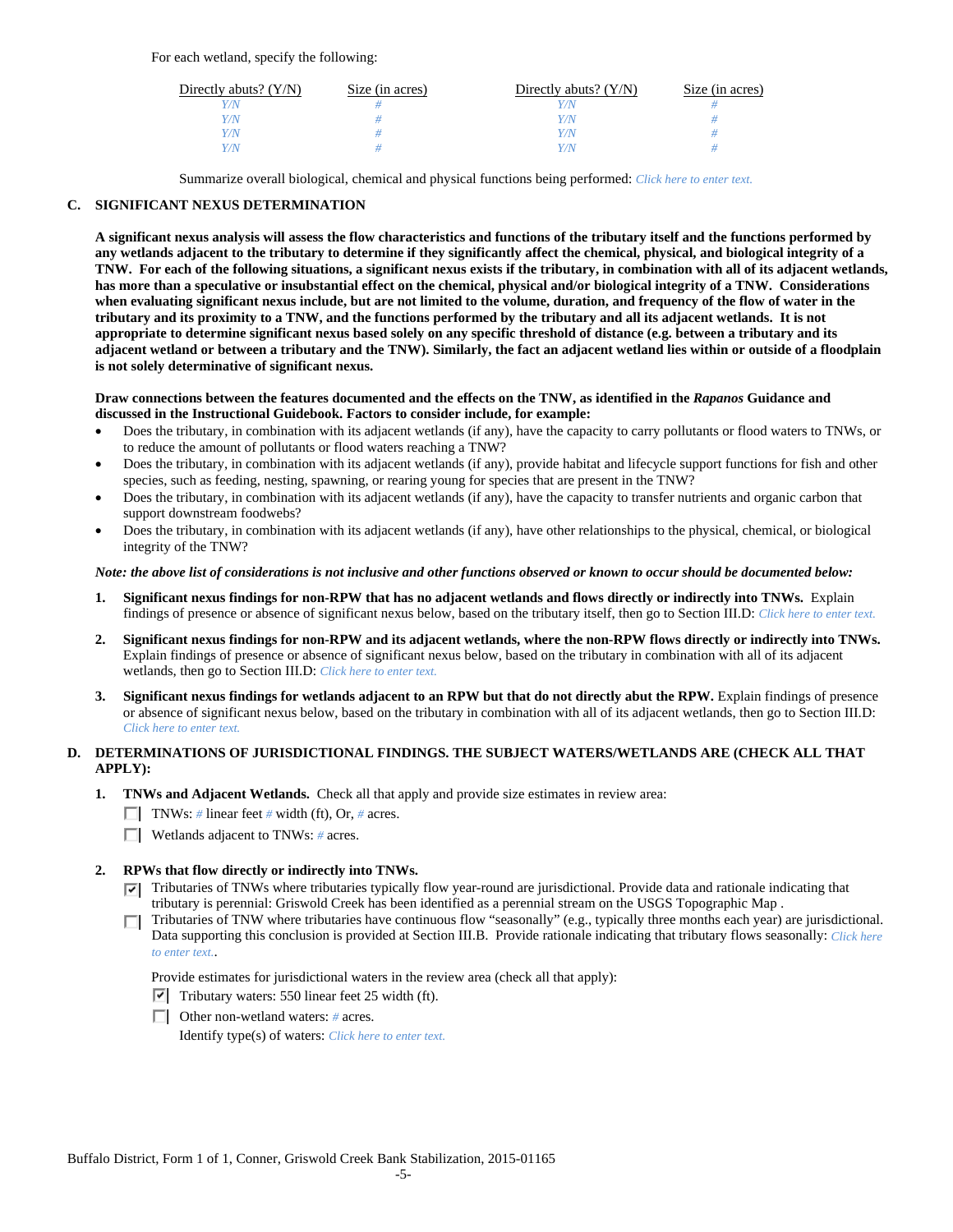For each wetland, specify the following:

| Directly abuts? (Y/N) | Size (in acres) | Directly abuts? (Y/N) | Size (in acres) |
|---|---|---|---|
| Y/N | # | Y/N | # |
| Y/N | # | Y/N | # |
| Y/N | # | Y/N | # |
| Y/N | # | Y/N | # |

Summarize overall biological, chemical and physical functions being performed: *Click here to enter text.*

**C. SIGNIFICANT NEXUS DETERMINATION**

**A significant nexus analysis will assess the flow characteristics and functions of the tributary itself and the functions performed by any wetlands adjacent to the tributary to determine if they significantly affect the chemical, physical, and biological integrity of a TNW. For each of the following situations, a significant nexus exists if the tributary, in combination with all of its adjacent wetlands, has more than a speculative or insubstantial effect on the chemical, physical and/or biological integrity of a TNW. Considerations when evaluating significant nexus include, but are not limited to the volume, duration, and frequency of the flow of water in the tributary and its proximity to a TNW, and the functions performed by the tributary and all its adjacent wetlands. It is not appropriate to determine significant nexus based solely on any specific threshold of distance (e.g. between a tributary and its adjacent wetland or between a tributary and the TNW). Similarly, the fact an adjacent wetland lies within or outside of a floodplain is not solely determinative of significant nexus.**

**Draw connections between the features documented and the effects on the TNW, as identified in the *Rapanos* Guidance and discussed in the Instructional Guidebook. Factors to consider include, for example:**

- Does the tributary, in combination with its adjacent wetlands (if any), have the capacity to carry pollutants or flood waters to TNWs, or to reduce the amount of pollutants or flood waters reaching a TNW?
- Does the tributary, in combination with its adjacent wetlands (if any), provide habitat and lifecycle support functions for fish and other species, such as feeding, nesting, spawning, or rearing young for species that are present in the TNW?
- Does the tributary, in combination with its adjacent wetlands (if any), have the capacity to transfer nutrients and organic carbon that support downstream foodwebs?
- Does the tributary, in combination with its adjacent wetlands (if any), have other relationships to the physical, chemical, or biological integrity of the TNW?

***Note: the above list of considerations is not inclusive and other functions observed or known to occur should be documented below:***

1. **Significant nexus findings for non-RPW that has no adjacent wetlands and flows directly or indirectly into TNWs.** Explain findings of presence or absence of significant nexus below, based on the tributary itself, then go to Section III.D: *Click here to enter text.*

2. **Significant nexus findings for non-RPW and its adjacent wetlands, where the non-RPW flows directly or indirectly into TNWs.** Explain findings of presence or absence of significant nexus below, based on the tributary in combination with all of its adjacent wetlands, then go to Section III.D: *Click here to enter text.*

3. **Significant nexus findings for wetlands adjacent to an RPW but that do not directly abut the RPW.** Explain findings of presence or absence of significant nexus below, based on the tributary in combination with all of its adjacent wetlands, then go to Section III.D: *Click here to enter text.*

**D. DETERMINATIONS OF JURISDICTIONAL FINDINGS. THE SUBJECT WATERS/WETLANDS ARE (CHECK ALL THAT APPLY):**

1. **TNWs and Adjacent Wetlands.** Check all that apply and provide size estimates in review area:
   - ☐ TNWs: # linear feet # width (ft), Or, # acres.
   - ☐ Wetlands adjacent to TNWs: # acres.

2. **RPWs that flow directly or indirectly into TNWs.**
   - ☑ Tributaries of TNWs where tributaries typically flow year-round are jurisdictional. Provide data and rationale indicating that tributary is perennial: Griswold Creek has been identified as a perennial stream on the USGS Topographic Map .
   - ☐ Tributaries of TNW where tributaries have continuous flow "seasonally" (e.g., typically three months each year) are jurisdictional. Data supporting this conclusion is provided at Section III.B. Provide rationale indicating that tributary flows seasonally: *Click here to enter text.*.

   Provide estimates for jurisdictional waters in the review area (check all that apply):
   - ☑ Tributary waters: 550 linear feet 25 width (ft).
   - ☐ Other non-wetland waters: # acres.

     Identify type(s) of waters: *Click here to enter text.*

Buffalo District, Form 1 of 1, Conner, Griswold Creek Bank Stabilization, 2015-01165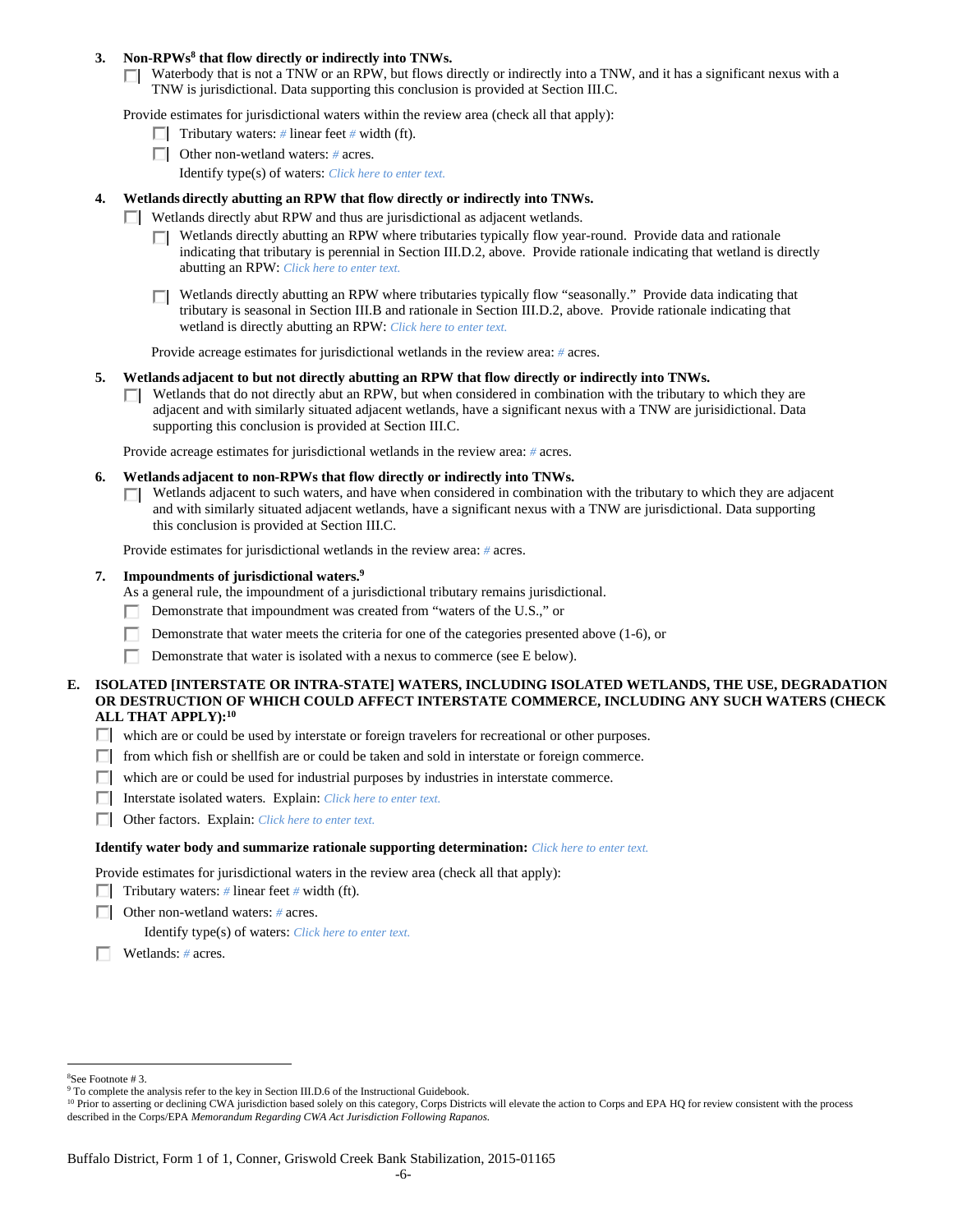**3. Non-RPWs[8] that flow directly or indirectly into TNWs.**

☐ Waterbody that is not a TNW or an RPW, but flows directly or indirectly into a TNW, and it has a significant nexus with a TNW is jurisdictional. Data supporting this conclusion is provided at Section III.C.

Provide estimates for jurisdictional waters within the review area (check all that apply):

- ☐ Tributary waters: *#* linear feet *#* width (ft).
- ☐ Other non-wetland waters: *#* acres.

  Identify type(s) of waters: *Click here to enter text.*

**4. Wetlands directly abutting an RPW that flow directly or indirectly into TNWs.**

☐ Wetlands directly abut RPW and thus are jurisdictional as adjacent wetlands.

- ☐ Wetlands directly abutting an RPW where tributaries typically flow year-round. Provide data and rationale indicating that tributary is perennial in Section III.D.2, above. Provide rationale indicating that wetland is directly abutting an RPW: *Click here to enter text.*
- ☐ Wetlands directly abutting an RPW where tributaries typically flow "seasonally." Provide data indicating that tributary is seasonal in Section III.B and rationale in Section III.D.2, above. Provide rationale indicating that wetland is directly abutting an RPW: *Click here to enter text.*

Provide acreage estimates for jurisdictional wetlands in the review area: *#* acres.

**5. Wetlands adjacent to but not directly abutting an RPW that flow directly or indirectly into TNWs.**

☐ Wetlands that do not directly abut an RPW, but when considered in combination with the tributary to which they are adjacent and with similarly situated adjacent wetlands, have a significant nexus with a TNW are jurisidictional. Data supporting this conclusion is provided at Section III.C.

Provide acreage estimates for jurisdictional wetlands in the review area: *#* acres.

**6. Wetlands adjacent to non-RPWs that flow directly or indirectly into TNWs.**

☐ Wetlands adjacent to such waters, and have when considered in combination with the tributary to which they are adjacent and with similarly situated adjacent wetlands, have a significant nexus with a TNW are jurisdictional. Data supporting this conclusion is provided at Section III.C.

Provide estimates for jurisdictional wetlands in the review area: *#* acres.

**7. Impoundments of jurisdictional waters.[9]**

As a general rule, the impoundment of a jurisdictional tributary remains jurisdictional.

- ☐ Demonstrate that impoundment was created from "waters of the U.S.," or
- ☐ Demonstrate that water meets the criteria for one of the categories presented above (1-6), or
- ☐ Demonstrate that water is isolated with a nexus to commerce (see E below).

**E. ISOLATED [INTERSTATE OR INTRA-STATE] WATERS, INCLUDING ISOLATED WETLANDS, THE USE, DEGRADATION OR DESTRUCTION OF WHICH COULD AFFECT INTERSTATE COMMERCE, INCLUDING ANY SUCH WATERS (CHECK ALL THAT APPLY):[10]**

- ☐ which are or could be used by interstate or foreign travelers for recreational or other purposes.
- ☐ from which fish or shellfish are or could be taken and sold in interstate or foreign commerce.
- ☐ which are or could be used for industrial purposes by industries in interstate commerce.
- ☐ Interstate isolated waters. Explain: *Click here to enter text.*
- ☐ Other factors. Explain: *Click here to enter text.*

**Identify water body and summarize rationale supporting determination:** *Click here to enter text.*

Provide estimates for jurisdictional waters in the review area (check all that apply):

- ☐ Tributary waters: *#* linear feet *#* width (ft).
- ☐ Other non-wetland waters: *#* acres.

  Identify type(s) of waters: *Click here to enter text.*
- ☐ Wetlands: *#* acres.

---

[8]See Footnote # 3.

[9] To complete the analysis refer to the key in Section III.D.6 of the Instructional Guidebook.

[10] Prior to asserting or declining CWA jurisdiction based solely on this category, Corps Districts will elevate the action to Corps and EPA HQ for review consistent with the process described in the Corps/EPA *Memorandum Regarding CWA Act Jurisdiction Following Rapanos.*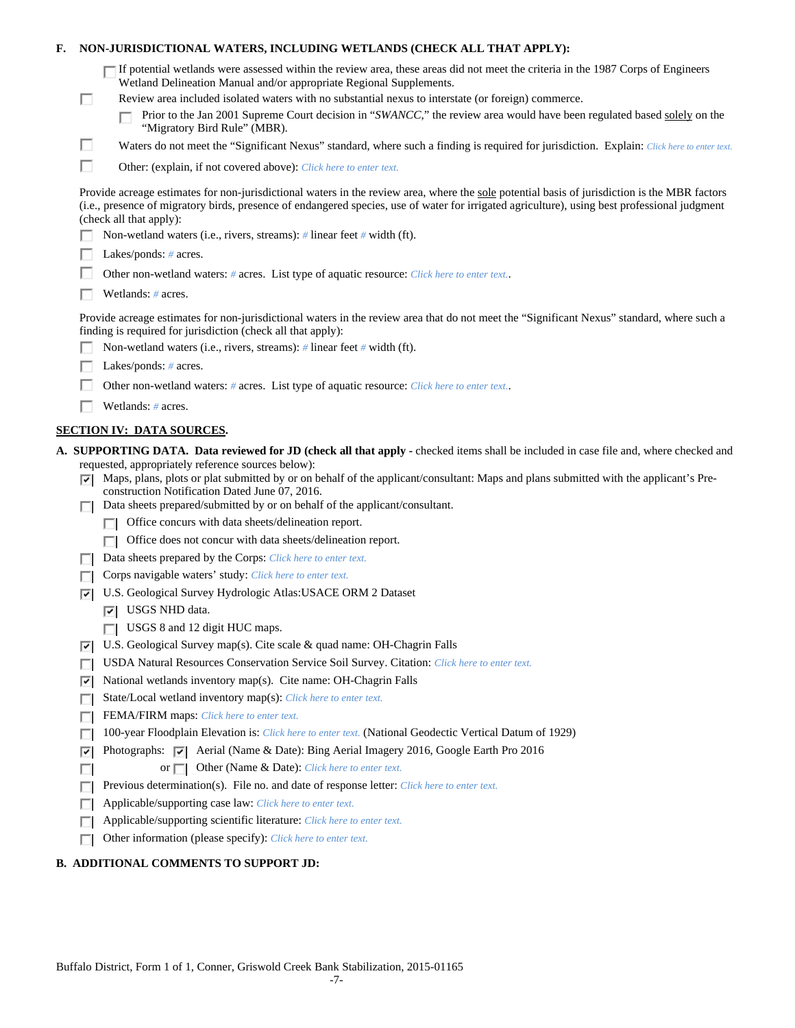**F. NON-JURISDICTIONAL WATERS, INCLUDING WETLANDS (CHECK ALL THAT APPLY):**

- ☐ If potential wetlands were assessed within the review area, these areas did not meet the criteria in the 1987 Corps of Engineers Wetland Delineation Manual and/or appropriate Regional Supplements.
- ☐ Review area included isolated waters with no substantial nexus to interstate (or foreign) commerce.
  - ☐ Prior to the Jan 2001 Supreme Court decision in "*SWANCC*," the review area would have been regulated based solely on the "Migratory Bird Rule" (MBR).
- ☐ Waters do not meet the "Significant Nexus" standard, where such a finding is required for jurisdiction. Explain: *Click here to enter text.*
- ☐ Other: (explain, if not covered above): *Click here to enter text.*

Provide acreage estimates for non-jurisdictional waters in the review area, where the sole potential basis of jurisdiction is the MBR factors (i.e., presence of migratory birds, presence of endangered species, use of water for irrigated agriculture), using best professional judgment (check all that apply):

- ☐ Non-wetland waters (i.e., rivers, streams): # linear feet # width (ft).
- ☐ Lakes/ponds: # acres.
- ☐ Other non-wetland waters: # acres. List type of aquatic resource: *Click here to enter text.*.
- ☐ Wetlands: # acres.

Provide acreage estimates for non-jurisdictional waters in the review area that do not meet the "Significant Nexus" standard, where such a finding is required for jurisdiction (check all that apply):

- ☐ Non-wetland waters (i.e., rivers, streams): # linear feet # width (ft).
- ☐ Lakes/ponds: # acres.
- ☐ Other non-wetland waters: # acres. List type of aquatic resource: *Click here to enter text.*.
- ☐ Wetlands: # acres.

## SECTION IV: DATA SOURCES.

**A. SUPPORTING DATA. Data reviewed for JD (check all that apply -** checked items shall be included in case file and, where checked and requested, appropriately reference sources below):

- ☑ Maps, plans, plots or plat submitted by or on behalf of the applicant/consultant: Maps and plans submitted with the applicant's Pre-construction Notification Dated June 07, 2016.
- ☐ Data sheets prepared/submitted by or on behalf of the applicant/consultant.
  - ☐ Office concurs with data sheets/delineation report.
  - ☐ Office does not concur with data sheets/delineation report.
- ☐ Data sheets prepared by the Corps: *Click here to enter text.*
- ☐ Corps navigable waters' study: *Click here to enter text.*
- ☑ U.S. Geological Survey Hydrologic Atlas:USACE ORM 2 Dataset
  - ☑ USGS NHD data.
  - ☐ USGS 8 and 12 digit HUC maps.
- ☑ U.S. Geological Survey map(s). Cite scale & quad name: OH-Chagrin Falls
- ☐ USDA Natural Resources Conservation Service Soil Survey. Citation: *Click here to enter text.*
- ☑ National wetlands inventory map(s). Cite name: OH-Chagrin Falls
- ☐ State/Local wetland inventory map(s): *Click here to enter text.*
- ☐ FEMA/FIRM maps: *Click here to enter text.*
- ☐ 100-year Floodplain Elevation is: *Click here to enter text.* (National Geodectic Vertical Datum of 1929)
- ☑ Photographs: ☑ Aerial (Name & Date): Bing Aerial Imagery 2016, Google Earth Pro 2016
- ☐ or ☐ Other (Name & Date): *Click here to enter text.*
- ☐ Previous determination(s). File no. and date of response letter: *Click here to enter text.*
- ☐ Applicable/supporting case law: *Click here to enter text.*
- ☐ Applicable/supporting scientific literature: *Click here to enter text.*
- ☐ Other information (please specify): *Click here to enter text.*

**B. ADDITIONAL COMMENTS TO SUPPORT JD:**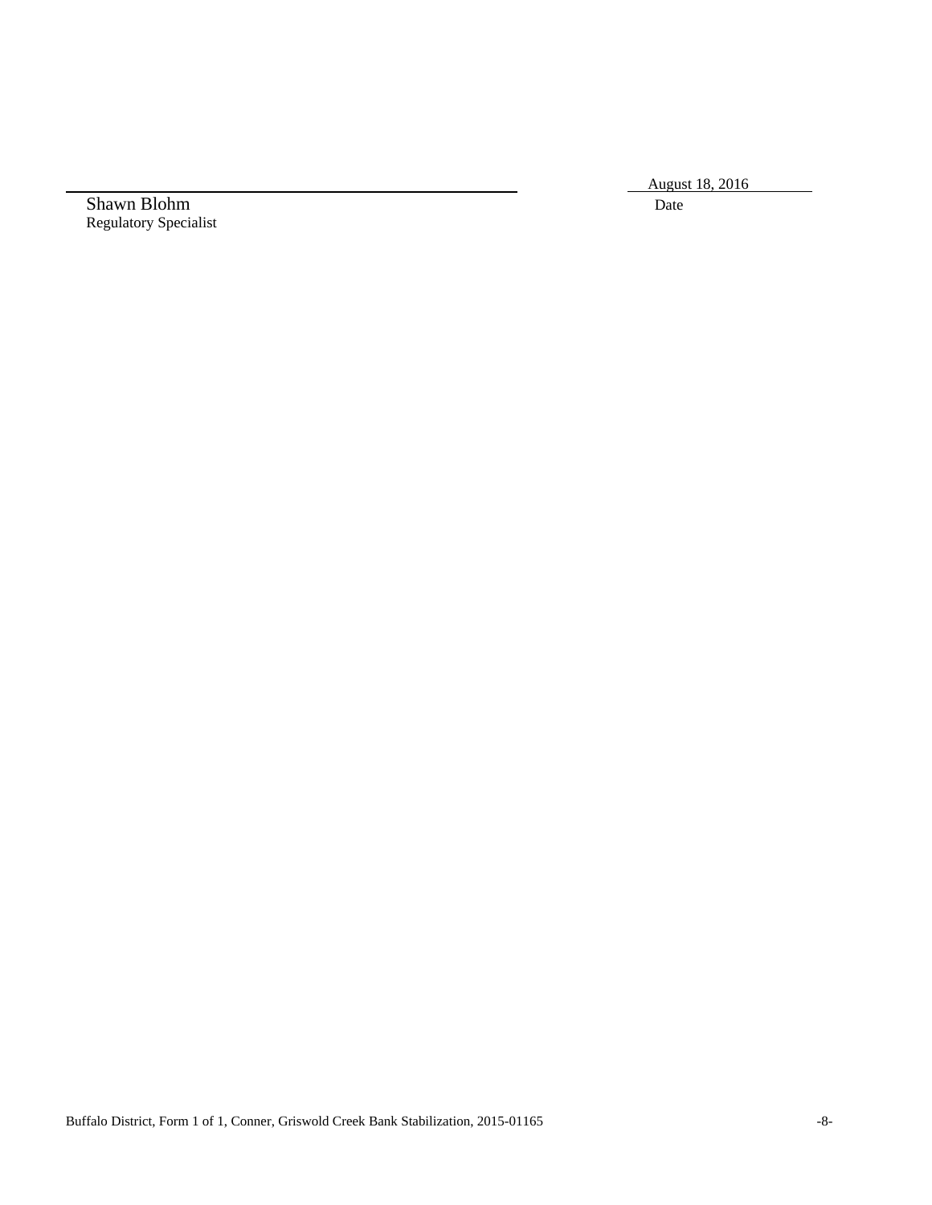Shawn Blohm
Regulatory Specialist

August 18, 2016
Date